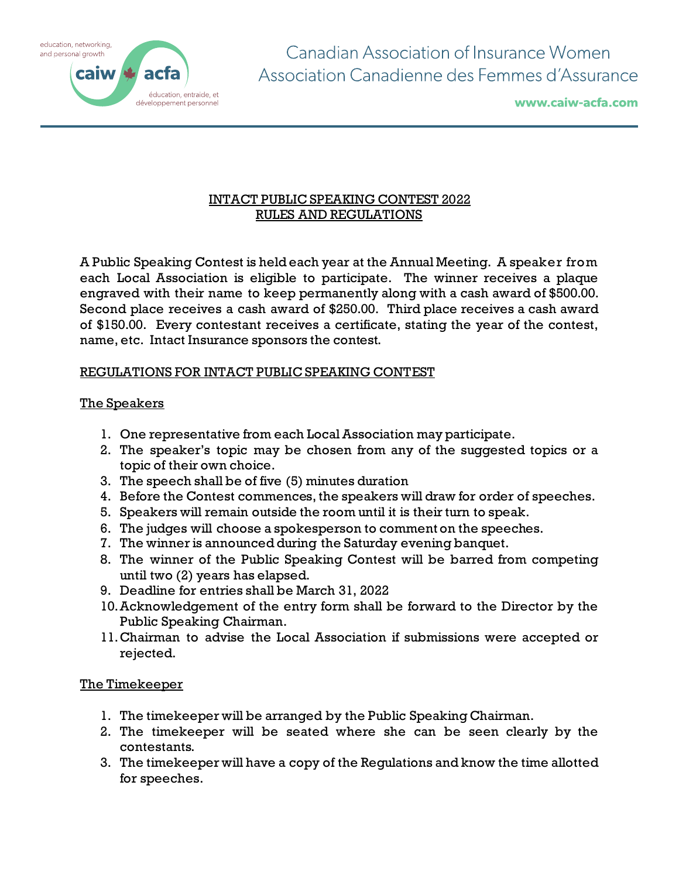Canadian Association of Insurance Women
Association Canadienne des Femmes d'Assurance

www.caiw-acfa.com

# INTACT PUBLIC SPEAKING CONTEST 2022
# RULES AND REGULATIONS

A Public Speaking Contest is held each year at the Annual Meeting. A speaker from each Local Association is eligible to participate. The winner receives a plaque engraved with their name to keep permanently along with a cash award of $500.00. Second place receives a cash award of $250.00. Third place receives a cash award of $150.00. Every contestant receives a certificate, stating the year of the contest, name, etc. Intact Insurance sponsors the contest.

## REGULATIONS FOR INTACT PUBLIC SPEAKING CONTEST

### The Speakers

1. One representative from each Local Association may participate.
2. The speaker's topic may be chosen from any of the suggested topics or a topic of their own choice.
3. The speech shall be of five (5) minutes duration
4. Before the Contest commences, the speakers will draw for order of speeches.
5. Speakers will remain outside the room until it is their turn to speak.
6. The judges will choose a spokesperson to comment on the speeches.
7. The winner is announced during the Saturday evening banquet.
8. The winner of the Public Speaking Contest will be barred from competing until two (2) years has elapsed.
9. Deadline for entries shall be March 31, 2022
10. Acknowledgement of the entry form shall be forward to the Director by the Public Speaking Chairman.
11. Chairman to advise the Local Association if submissions were accepted or rejected.

### The Timekeeper

1. The timekeeper will be arranged by the Public Speaking Chairman.
2. The timekeeper will be seated where she can be seen clearly by the contestants.
3. The timekeeper will have a copy of the Regulations and know the time allotted for speeches.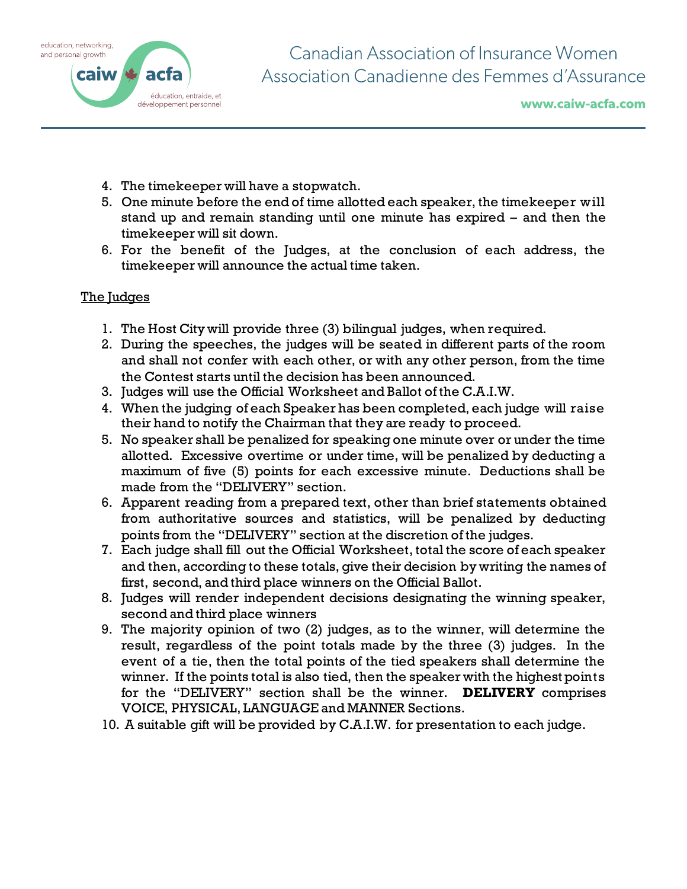4. The timekeeper will have a stopwatch.
5. One minute before the end of time allotted each speaker, the timekeeper will stand up and remain standing until one minute has expired – and then the timekeeper will sit down.
6. For the benefit of the Judges, at the conclusion of each address, the timekeeper will announce the actual time taken.

<u>The Judges</u>

1. The Host City will provide three (3) bilingual judges, when required.
2. During the speeches, the judges will be seated in different parts of the room and shall not confer with each other, or with any other person, from the time the Contest starts until the decision has been announced.
3. Judges will use the Official Worksheet and Ballot of the C.A.I.W.
4. When the judging of each Speaker has been completed, each judge will raise their hand to notify the Chairman that they are ready to proceed.
5. No speaker shall be penalized for speaking one minute over or under the time allotted. Excessive overtime or under time, will be penalized by deducting a maximum of five (5) points for each excessive minute. Deductions shall be made from the "DELIVERY" section.
6. Apparent reading from a prepared text, other than brief statements obtained from authoritative sources and statistics, will be penalized by deducting points from the "DELIVERY" section at the discretion of the judges.
7. Each judge shall fill out the Official Worksheet, total the score of each speaker and then, according to these totals, give their decision by writing the names of first, second, and third place winners on the Official Ballot.
8. Judges will render independent decisions designating the winning speaker, second and third place winners
9. The majority opinion of two (2) judges, as to the winner, will determine the result, regardless of the point totals made by the three (3) judges. In the event of a tie, then the total points of the tied speakers shall determine the winner. If the points total is also tied, then the speaker with the highest points for the "DELIVERY" section shall be the winner. **DELIVERY** comprises VOICE, PHYSICAL, LANGUAGE and MANNER Sections.
10. A suitable gift will be provided by C.A.I.W. for presentation to each judge.